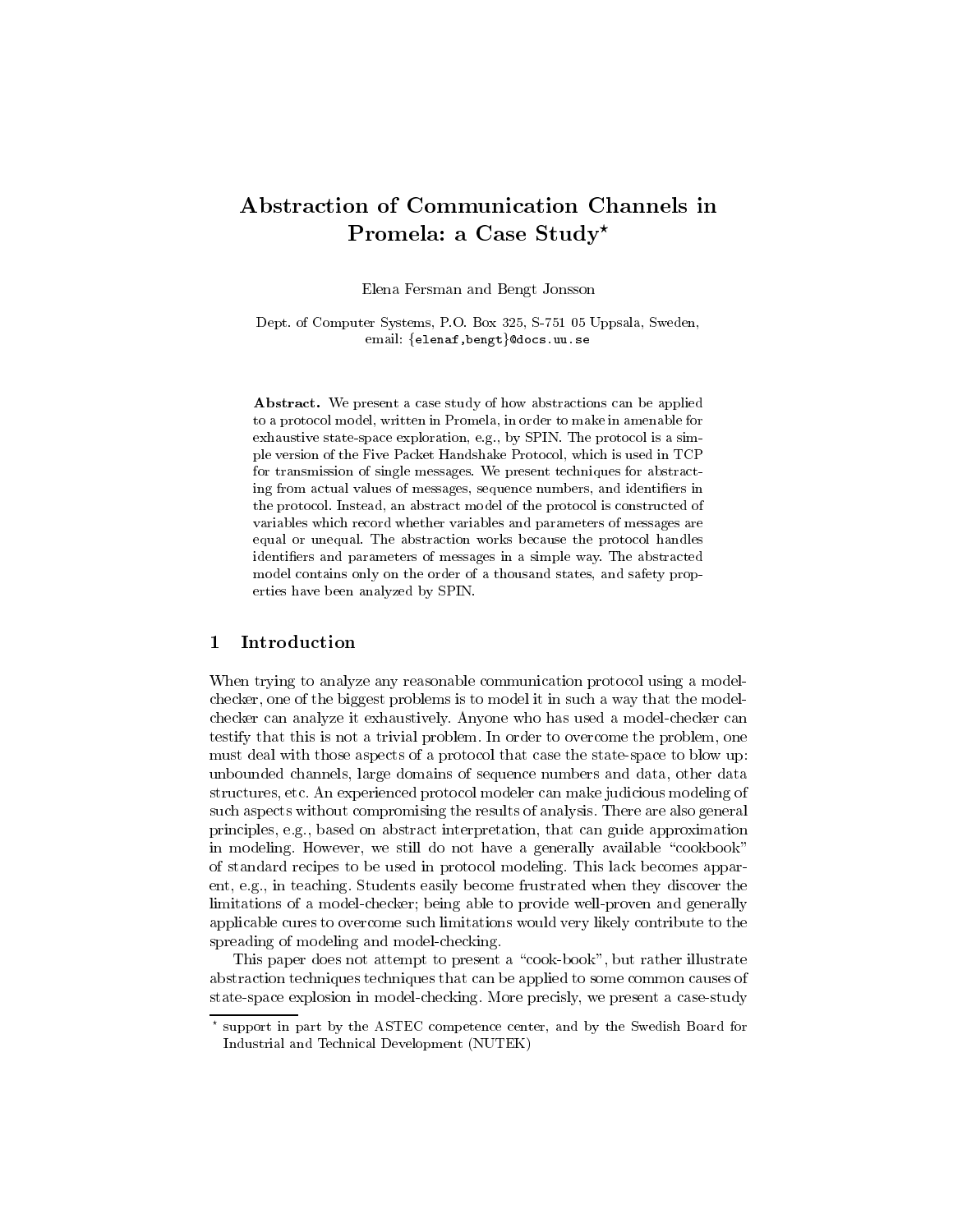# Abstraction of Communication Channels in Promela: a Case Study*

Elena Fersman and Bengt Jonsson

Dept. of Computer Systems, P.O. Box 325, S-751 05 Uppsala, Sweden,
email: {elenaf,bengt}@docs.uu.se

**Abstract.** We present a case study of how abstractions can be applied to a protocol model, written in Promela, in order to make in amenable for exhaustive state-space exploration, e.g., by SPIN. The protocol is a simple version of the Five Packet Handshake Protocol, which is used in TCP for transmission of single messages. We present techniques for abstracting from actual values of messages, sequence numbers, and identifiers in the protocol. Instead, an abstract model of the protocol is constructed of variables which record whether variables and parameters of messages are equal or unequal. The abstraction works because the protocol handles identifiers and parameters of messages in a simple way. The abstracted model contains only on the order of a thousand states, and safety properties have been analyzed by SPIN.

## 1 Introduction

When trying to analyze any reasonable communication protocol using a model-checker, one of the biggest problems is to model it in such a way that the model-checker can analyze it exhaustively. Anyone who has used a model-checker can testify that this is not a trivial problem. In order to overcome the problem, one must deal with those aspects of a protocol that case the state-space to blow up: unbounded channels, large domains of sequence numbers and data, other data structures, etc. An experienced protocol modeler can make judicious modeling of such aspects without compromising the results of analysis. There are also general principles, e.g., based on abstract interpretation, that can guide approximation in modeling. However, we still do not have a generally available "cookbook" of standard recipes to be used in protocol modeling. This lack becomes apparent, e.g., in teaching. Students easily become frustrated when they discover the limitations of a model-checker; being able to provide well-proven and generally applicable cures to overcome such limitations would very likely contribute to the spreading of modeling and model-checking.

This paper does not attempt to present a "cook-book", but rather illustrate abstraction techniques techniques that can be applied to some common causes of state-space explosion in model-checking. More precisly, we present a case-study

* support in part by the ASTEC competence center, and by the Swedish Board for Industrial and Technical Development (NUTEK)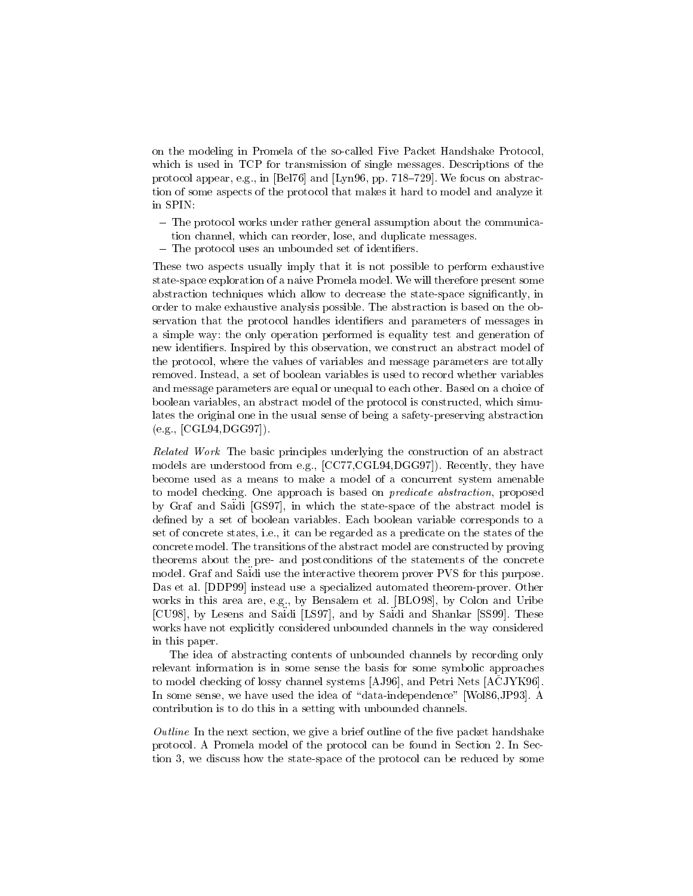on the modeling in Promela of the so-called Five Packet Handshake Protocol, which is used in TCP for transmission of single messages. Descriptions of the protocol appear, e.g., in [Bel76] and [Lyn96, pp. 718–729]. We focus on abstraction of some aspects of the protocol that makes it hard to model and analyze it in SPIN:

- The protocol works under rather general assumption about the communication channel, which can reorder, lose, and duplicate messages.
- The protocol uses an unbounded set of identifiers.

These two aspects usually imply that it is not possible to perform exhaustive state-space exploration of a naive Promela model. We will therefore present some abstraction techniques which allow to decrease the state-space significantly, in order to make exhaustive analysis possible. The abstraction is based on the observation that the protocol handles identifiers and parameters of messages in a simple way: the only operation performed is equality test and generation of new identifiers. Inspired by this observation, we construct an abstract model of the protocol, where the values of variables and message parameters are totally removed. Instead, a set of boolean variables is used to record whether variables and message parameters are equal or unequal to each other. Based on a choice of boolean variables, an abstract model of the protocol is constructed, which simulates the original one in the usual sense of being a safety-preserving abstraction (e.g., [CGL94,DGG97]).

*Related Work* The basic principles underlying the construction of an abstract models are understood from e.g., [CC77,CGL94,DGG97]). Recently, they have become used as a means to make a model of a concurrent system amenable to model checking. One approach is based on *predicate abstraction*, proposed by Graf and Saïdi [GS97], in which the state-space of the abstract model is defined by a set of boolean variables. Each boolean variable corresponds to a set of concrete states, i.e., it can be regarded as a predicate on the states of the concrete model. The transitions of the abstract model are constructed by proving theorems about the pre- and postconditions of the statements of the concrete model. Graf and Saïdi use the interactive theorem prover PVS for this purpose. Das et al. [DDP99] instead use a specialized automated theorem-prover. Other works in this area are, e.g., by Bensalem et al. [BLO98], by Colon and Uribe [CU98], by Lesens and Saïdi [LS97], and by Saïdi and Shankar [SS99]. These works have not explicitly considered unbounded channels in the way considered in this paper.

The idea of abstracting contents of unbounded channels by recording only relevant information is in some sense the basis for some symbolic approaches to model checking of lossy channel systems [AJ96], and Petri Nets [AČJYK96]. In some sense, we have used the idea of "data-independence" [Wol86,JP93]. A contribution is to do this in a setting with unbounded channels.

*Outline* In the next section, we give a brief outline of the five packet handshake protocol. A Promela model of the protocol can be found in Section 2. In Section 3, we discuss how the state-space of the protocol can be reduced by some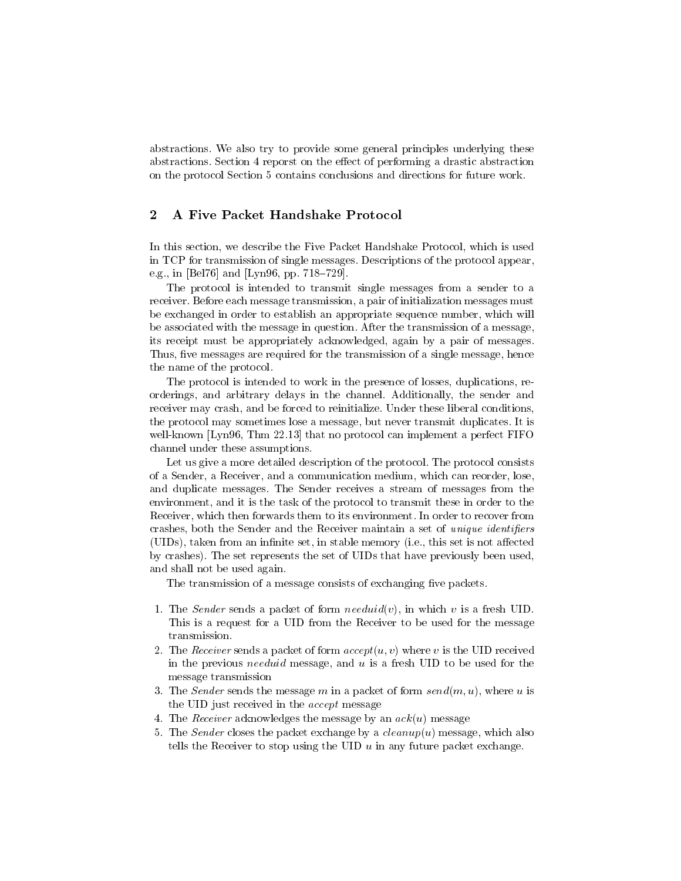abstractions. We also try to provide some general principles underlying these abstractions. Section 4 reporst on the effect of performing a drastic abstraction on the protocol Section 5 contains conclusions and directions for future work.

## 2 A Five Packet Handshake Protocol

In this section, we describe the Five Packet Handshake Protocol, which is used in TCP for transmission of single messages. Descriptions of the protocol appear, e.g., in [Bel76] and [Lyn96, pp. 718–729].

The protocol is intended to transmit single messages from a sender to a receiver. Before each message transmission, a pair of initialization messages must be exchanged in order to establish an appropriate sequence number, which will be associated with the message in question. After the transmission of a message, its receipt must be appropriately acknowledged, again by a pair of messages. Thus, five messages are required for the transmission of a single message, hence the name of the protocol.

The protocol is intended to work in the presence of losses, duplications, reorderings, and arbitrary delays in the channel. Additionally, the sender and receiver may crash, and be forced to reinitialize. Under these liberal conditions, the protocol may sometimes lose a message, but never transmit duplicates. It is well-known [Lyn96, Thm 22.13] that no protocol can implement a perfect FIFO channel under these assumptions.

Let us give a more detailed description of the protocol. The protocol consists of a Sender, a Receiver, and a communication medium, which can reorder, lose, and duplicate messages. The Sender receives a stream of messages from the environment, and it is the task of the protocol to transmit these in order to the Receiver, which then forwards them to its environment. In order to recover from crashes, both the Sender and the Receiver maintain a set of *unique identifiers* (UIDs), taken from an infinite set, in stable memory (i.e., this set is not affected by crashes). The set represents the set of UIDs that have previously been used, and shall not be used again.

The transmission of a message consists of exchanging five packets.

1. The *Sender* sends a packet of form $needuid(v)$, in which $v$ is a fresh UID. This is a request for a UID from the Receiver to be used for the message transmission.
2. The *Receiver* sends a packet of form $accept(u, v)$ where $v$ is the UID received in the previous *needuid* message, and $u$ is a fresh UID to be used for the message transmission
3. The *Sender* sends the message $m$ in a packet of form $send(m, u)$, where $u$ is the UID just received in the *accept* message
4. The *Receiver* acknowledges the message by an $ack(u)$ message
5. The *Sender* closes the packet exchange by a $cleanup(u)$ message, which also tells the Receiver to stop using the UID $u$ in any future packet exchange.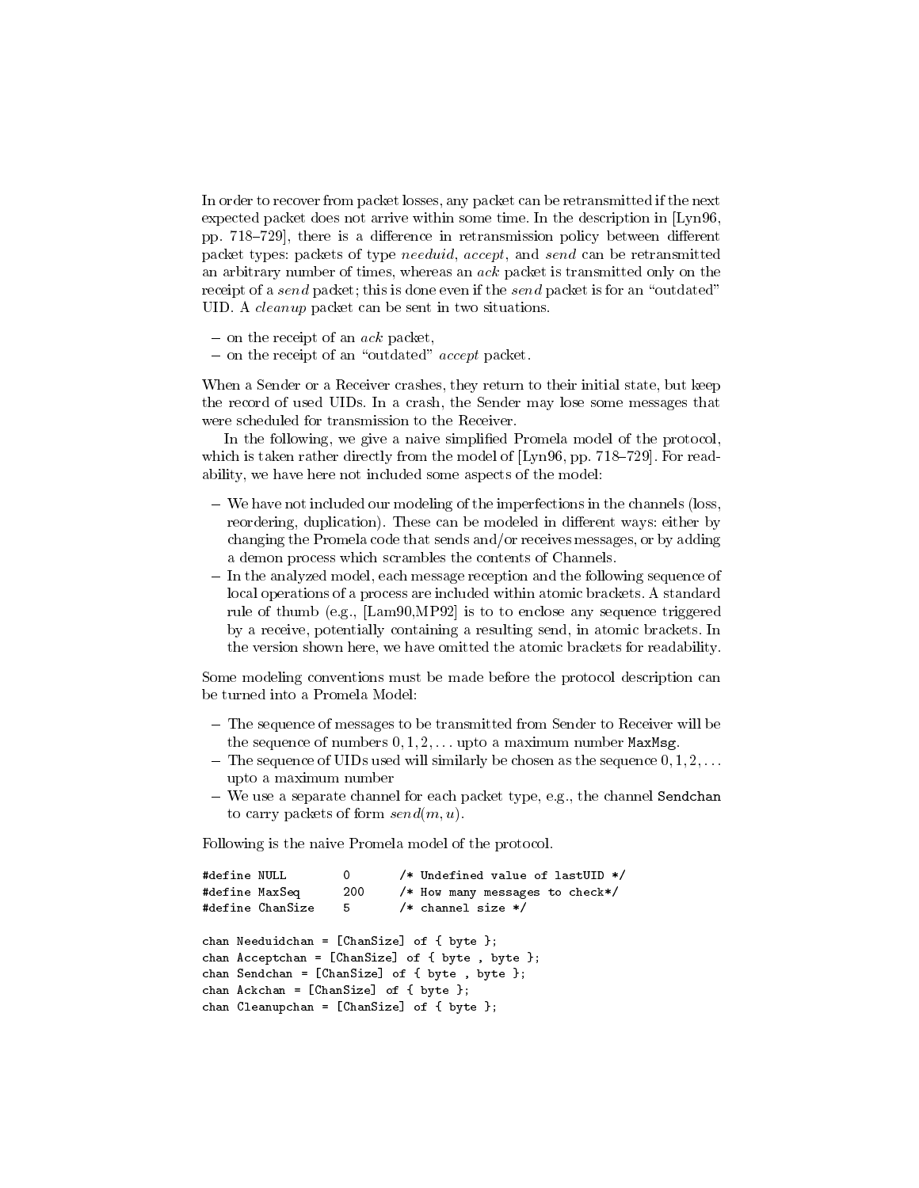In order to recover from packet losses, any packet can be retransmitted if the next expected packet does not arrive within some time. In the description in [Lyn96, pp. 718–729], there is a difference in retransmission policy between different packet types: packets of type *needuid*, *accept*, and *send* can be retransmitted an arbitrary number of times, whereas an *ack* packet is transmitted only on the receipt of a *send* packet; this is done even if the *send* packet is for an "outdated" UID. A *cleanup* packet can be sent in two situations.

- on the receipt of an *ack* packet,
- on the receipt of an "outdated" *accept* packet.

When a Sender or a Receiver crashes, they return to their initial state, but keep the record of used UIDs. In a crash, the Sender may lose some messages that were scheduled for transmission to the Receiver.

In the following, we give a naive simplified Promela model of the protocol, which is taken rather directly from the model of [Lyn96, pp. 718–729]. For readability, we have here not included some aspects of the model:

- We have not included our modeling of the imperfections in the channels (loss, reordering, duplication). These can be modeled in different ways: either by changing the Promela code that sends and/or receives messages, or by adding a demon process which scrambles the contents of Channels.
- In the analyzed model, each message reception and the following sequence of local operations of a process are included within atomic brackets. A standard rule of thumb (e.g., [Lam90,MP92] is to to enclose any sequence triggered by a receive, potentially containing a resulting send, in atomic brackets. In the version shown here, we have omitted the atomic brackets for readability.

Some modeling conventions must be made before the protocol description can be turned into a Promela Model:

- The sequence of messages to be transmitted from Sender to Receiver will be the sequence of numbers $0, 1, 2, \ldots$ upto a maximum number `MaxMsg`.
- The sequence of UIDs used will similarly be chosen as the sequence $0, 1, 2, \ldots$ upto a maximum number
- We use a separate channel for each packet type, e.g., the channel `Sendchan` to carry packets of form $send(m, u)$.

Following is the naive Promela model of the protocol.

```
#define NULL        0       /* Undefined value of lastUID */
#define MaxSeq      200     /* How many messages to check*/
#define ChanSize    5       /* channel size */

chan Needuidchan = [ChanSize] of { byte };
chan Acceptchan = [ChanSize] of { byte , byte };
chan Sendchan = [ChanSize] of { byte , byte };
chan Ackchan = [ChanSize] of { byte };
chan Cleanupchan = [ChanSize] of { byte };
```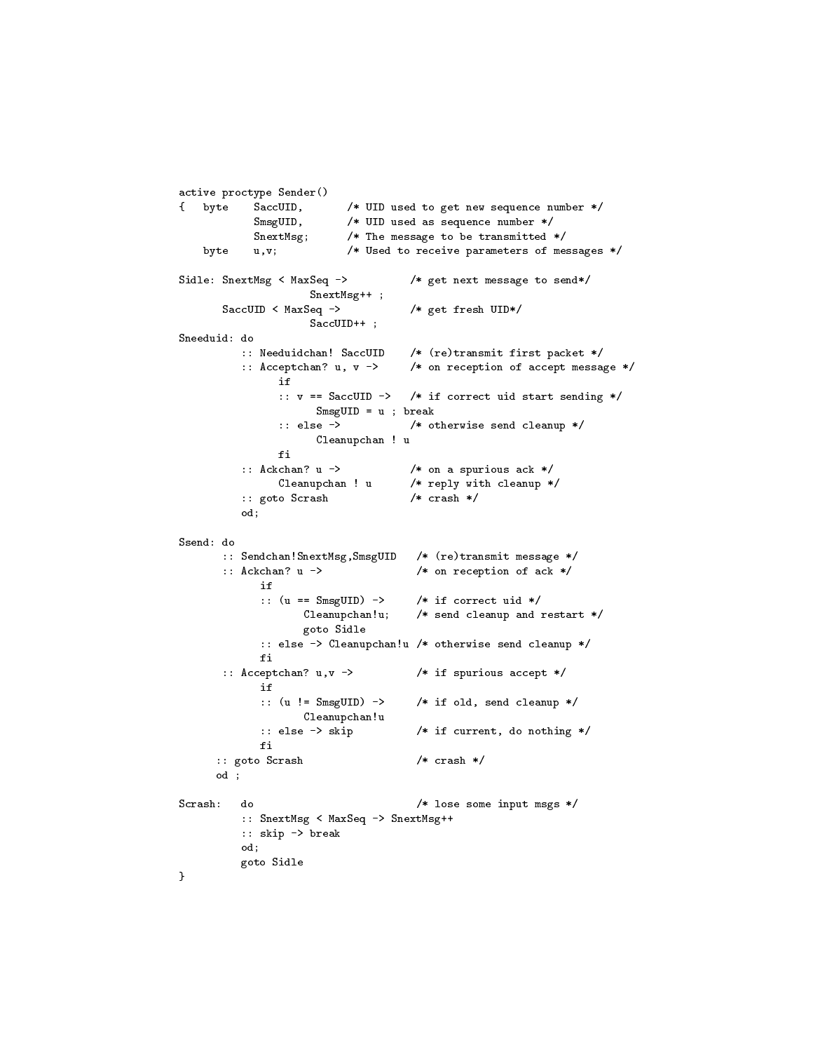```
active proctype Sender()
{   byte    SaccUID,       /* UID used to get new sequence number */
            SmsgUID,       /* UID used as sequence number */
            SnextMsg;      /* The message to be transmitted */
    byte    u,v;           /* Used to receive parameters of messages */

Sidle: SnextMsg < MaxSeq ->          /* get next message to send*/
                 SnextMsg++ ;
       SaccUID < MaxSeq ->           /* get fresh UID*/
                 SaccUID++ ;
Sneeduid: do
          :: Needuidchan! SaccUID    /* (re)transmit first packet */
          :: Acceptchan? u, v ->     /* on reception of accept message */
               if
               :: v == SaccUID ->    /* if correct uid start sending */
                     SmsgUID = u ; break
               :: else ->            /* otherwise send cleanup */
                     Cleanupchan ! u
               fi
          :: Ackchan? u ->           /* on a spurious ack */
               Cleanupchan ! u       /* reply with cleanup */
          :: goto Scrash             /* crash */
          od;

Ssend: do
       :: Sendchan!SnextMsg,SmsgUID   /* (re)transmit message */
       :: Ackchan? u ->               /* on reception of ack */
            if
            :: (u == SmsgUID) ->     /* if correct uid */
                   Cleanupchan!u;    /* send cleanup and restart */
                   goto Sidle
            :: else -> Cleanupchan!u /* otherwise send cleanup */
            fi
       :: Acceptchan? u,v ->          /* if spurious accept */
            if
            :: (u != SmsgUID) ->     /* if old, send cleanup */
                   Cleanupchan!u
            :: else -> skip          /* if current, do nothing */
            fi
      :: goto Scrash                  /* crash */
      od ;

Scrash:   do                          /* lose some input msgs */
          :: SnextMsg < MaxSeq -> SnextMsg++
          :: skip -> break
          od;
          goto Sidle
}
```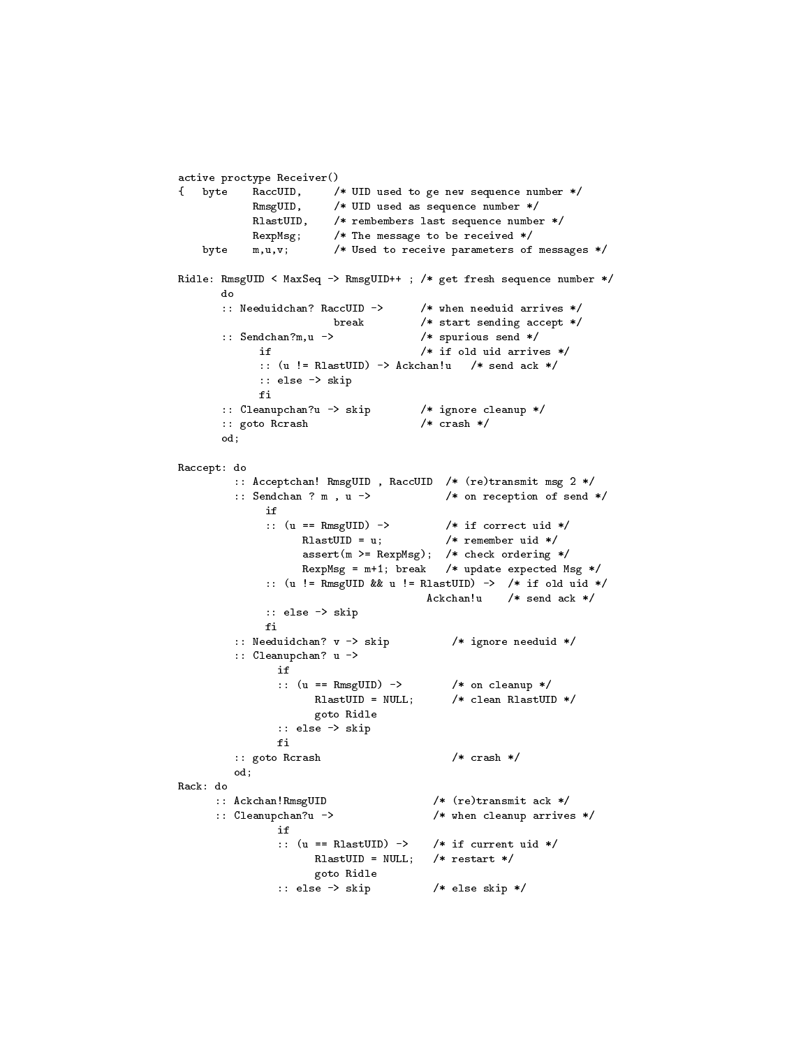```
active proctype Receiver()
{   byte    RaccUID,     /* UID used to ge new sequence number */
            RmsgUID,     /* UID used as sequence number */
            RlastUID,    /* rembembers last sequence number */
            RexpMsg;     /* The message to be received */
    byte    m,u,v;       /* Used to receive parameters of messages */

Ridle: RmsgUID < MaxSeq -> RmsgUID++ ; /* get fresh sequence number */
       do
       :: Needuidchan? RaccUID ->      /* when needuid arrives */
                      break            /* start sending accept */
       :: Sendchan?m,u ->              /* spurious send */
             if                        /* if old uid arrives */
             :: (u != RlastUID) -> Ackchan!u   /* send ack */
             :: else -> skip
             fi
       :: Cleanupchan?u -> skip        /* ignore cleanup */
       :: goto Rcrash                  /* crash */
       od;

Raccept: do
         :: Acceptchan! RmsgUID , RaccUID  /* (re)transmit msg 2 */
         :: Sendchan ? m , u ->            /* on reception of send */
              if
              :: (u == RmsgUID) ->         /* if correct uid */
                    RlastUID = u;          /* remember uid */
                    assert(m >= RexpMsg);  /* check ordering */
                    RexpMsg = m+1; break   /* update expected Msg */
              :: (u != RmsgUID && u != RlastUID) ->  /* if old uid */
                                     Ackchan!u    /* send ack */
              :: else -> skip
              fi
         :: Needuidchan? v -> skip          /* ignore needuid */
         :: Cleanupchan? u ->
                if
                :: (u == RmsgUID) ->        /* on cleanup */
                      RlastUID = NULL;      /* clean RlastUID */
                      goto Ridle
                :: else -> skip
                fi
         :: goto Rcrash                     /* crash */
         od;
Rack: do
      :: Ackchan!RmsgUID                 /* (re)transmit ack */
      :: Cleanupchan?u ->                /* when cleanup arrives */
                if
                :: (u == RlastUID) ->    /* if current uid */
                      RlastUID = NULL;   /* restart */
                      goto Ridle
                :: else -> skip          /* else skip */
```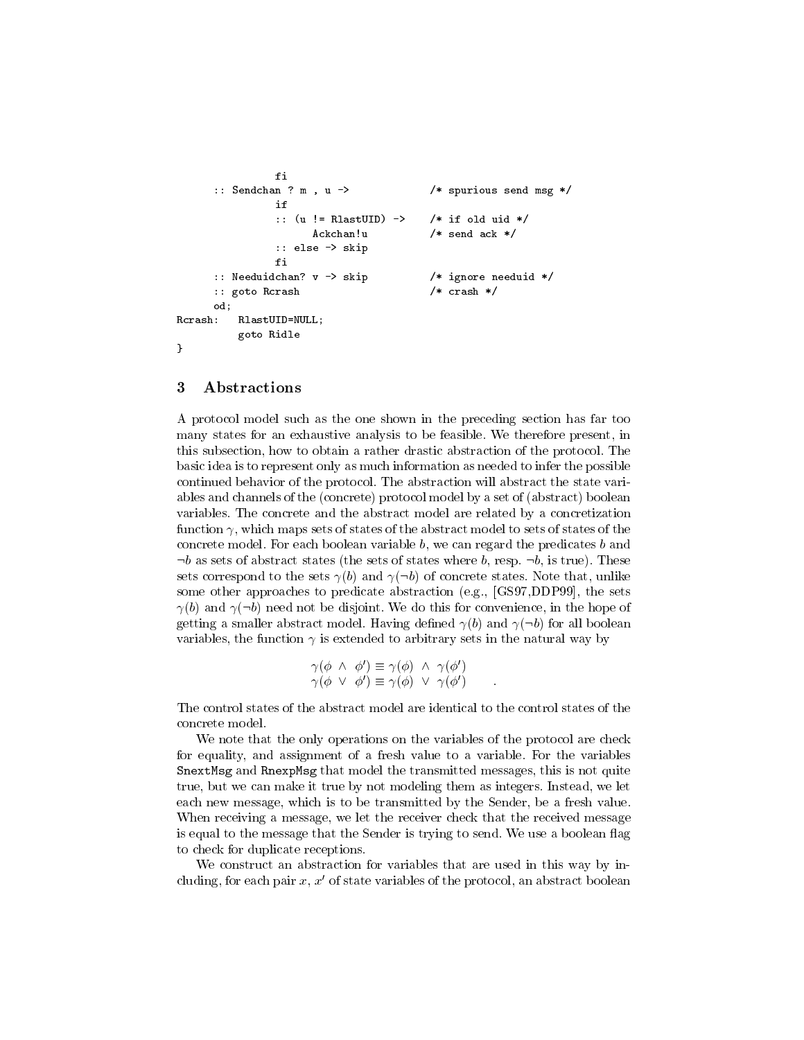```
                fi
        :: Sendchan ? m , u ->              /* spurious send msg */
                if
                :: (u != RlastUID) ->       /* if old uid */
                      Ackchan!u             /* send ack */
                :: else -> skip
                fi
        :: Needuidchan? v -> skip           /* ignore needuid */
        :: goto Rcrash                      /* crash */
        od;
Rcrash:   RlastUID=NULL;
          goto Ridle
}
```

## 3 Abstractions

A protocol model such as the one shown in the preceding section has far too many states for an exhaustive analysis to be feasible. We therefore present, in this subsection, how to obtain a rather drastic abstraction of the protocol. The basic idea is to represent only as much information as needed to infer the possible continued behavior of the protocol. The abstraction will abstract the state variables and channels of the (concrete) protocol model by a set of (abstract) boolean variables. The concrete and the abstract model are related by a concretization function $\gamma$, which maps sets of states of the abstract model to sets of states of the concrete model. For each boolean variable $b$, we can regard the predicates $b$ and $\neg b$ as sets of abstract states (the sets of states where $b$, resp. $\neg b$, is true). These sets correspond to the sets $\gamma(b)$ and $\gamma(\neg b)$ of concrete states. Note that, unlike some other approaches to predicate abstraction (e.g., [GS97,DDP99], the sets $\gamma(b)$ and $\gamma(\neg b)$ need not be disjoint. We do this for convenience, in the hope of getting a smaller abstract model. Having defined $\gamma(b)$ and $\gamma(\neg b)$ for all boolean variables, the function $\gamma$ is extended to arbitrary sets in the natural way by

$$\gamma(\phi \ \wedge \ \phi') \equiv \gamma(\phi) \ \wedge \ \gamma(\phi')$$
$$\gamma(\phi \ \vee \ \phi') \equiv \gamma(\phi) \ \vee \ \gamma(\phi') \qquad .$$

The control states of the abstract model are identical to the control states of the concrete model.

We note that the only operations on the variables of the protocol are check for equality, and assignment of a fresh value to a variable. For the variables SnextMsg and RnexpMsg that model the transmitted messages, this is not quite true, but we can make it true by not modeling them as integers. Instead, we let each new message, which is to be transmitted by the Sender, be a fresh value. When receiving a message, we let the receiver check that the received message is equal to the message that the Sender is trying to send. We use a boolean flag to check for duplicate receptions.

We construct an abstraction for variables that are used in this way by including, for each pair $x$, $x'$ of state variables of the protocol, an abstract boolean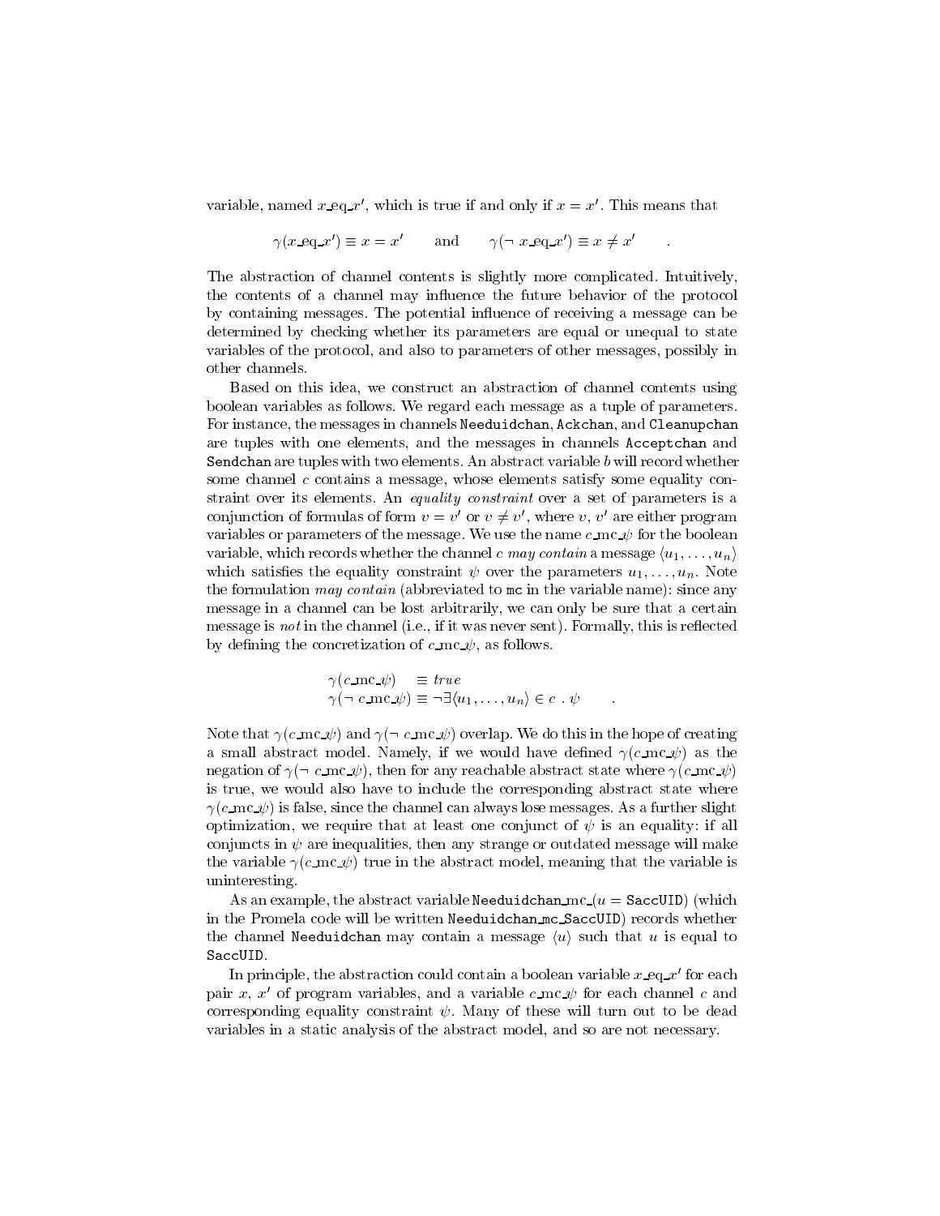variable, named $x\_\mathrm{eq}\_x'$, which is true if and only if $x = x'$. This means that

$$\gamma(x\_\mathrm{eq}\_x') \equiv x = x' \qquad \text{and} \qquad \gamma(\neg\, x\_\mathrm{eq}\_x') \equiv x \neq x' \qquad .$$

The abstraction of channel contents is slightly more complicated. Intuitively, the contents of a channel may influence the future behavior of the protocol by containing messages. The potential influence of receiving a message can be determined by checking whether its parameters are equal or unequal to state variables of the protocol, and also to parameters of other messages, possibly in other channels.

Based on this idea, we construct an abstraction of channel contents using boolean variables as follows. We regard each message as a tuple of parameters. For instance, the messages in channels `Needuidchan`, `Ackchan`, and `Cleanupchan` are tuples with one elements, and the messages in channels `Acceptchan` and `Sendchan` are tuples with two elements. An abstract variable $b$ will record whether some channel $c$ contains a message, whose elements satisfy some equality constraint over its elements. An *equality constraint* over a set of parameters is a conjunction of formulas of form $v = v'$ or $v \neq v'$, where $v$, $v'$ are either program variables or parameters of the message. We use the name $c\_\mathrm{mc}\_\psi$ for the boolean variable, which records whether the channel $c$ *may contain* a message $\langle u_1, \ldots, u_n \rangle$ which satisfies the equality constraint $\psi$ over the parameters $u_1, \ldots, u_n$. Note the formulation *may contain* (abbreviated to `mc` in the variable name): since any message in a channel can be lost arbitrarily, we can only be sure that a certain message is *not* in the channel (i.e., if it was never sent). Formally, this is reflected by defining the concretization of $c\_\mathrm{mc}\_\psi$, as follows.

$$\begin{aligned}
\gamma(c\_\mathrm{mc}\_\psi) \quad &\equiv \mathit{true} \\
\gamma(\neg\, c\_\mathrm{mc}\_\psi) &\equiv \neg \exists \langle u_1, \ldots, u_n \rangle \in c \ . \ \psi \qquad .
\end{aligned}$$

Note that $\gamma(c\_\mathrm{mc}\_\psi)$ and $\gamma(\neg\, c\_\mathrm{mc}\_\psi)$ overlap. We do this in the hope of creating a small abstract model. Namely, if we would have defined $\gamma(c\_\mathrm{mc}\_\psi)$ as the negation of $\gamma(\neg\, c\_\mathrm{mc}\_\psi)$, then for any reachable abstract state where $\gamma(c\_\mathrm{mc}\_\psi)$ is true, we would also have to include the corresponding abstract state where $\gamma(c\_\mathrm{mc}\_\psi)$ is false, since the channel can always lose messages. As a further slight optimization, we require that at least one conjunct of $\psi$ is an equality: if all conjuncts in $\psi$ are inequalities, then any strange or outdated message will make the variable $\gamma(c\_\mathrm{mc}\_\psi)$ true in the abstract model, meaning that the variable is uninteresting.

As an example, the abstract variable $\texttt{Needuidchan}\_\mathrm{mc}\_(u = \texttt{SaccUID})$ (which in the Promela code will be written `Needuidchan_mc_SaccUID`) records whether the channel `Needuidchan` may contain a message $\langle u \rangle$ such that $u$ is equal to `SaccUID`.

In principle, the abstraction could contain a boolean variable $x\_\mathrm{eq}\_x'$ for each pair $x$, $x'$ of program variables, and a variable $c\_\mathrm{mc}\_\psi$ for each channel $c$ and corresponding equality constraint $\psi$. Many of these will turn out to be dead variables in a static analysis of the abstract model, and so are not necessary.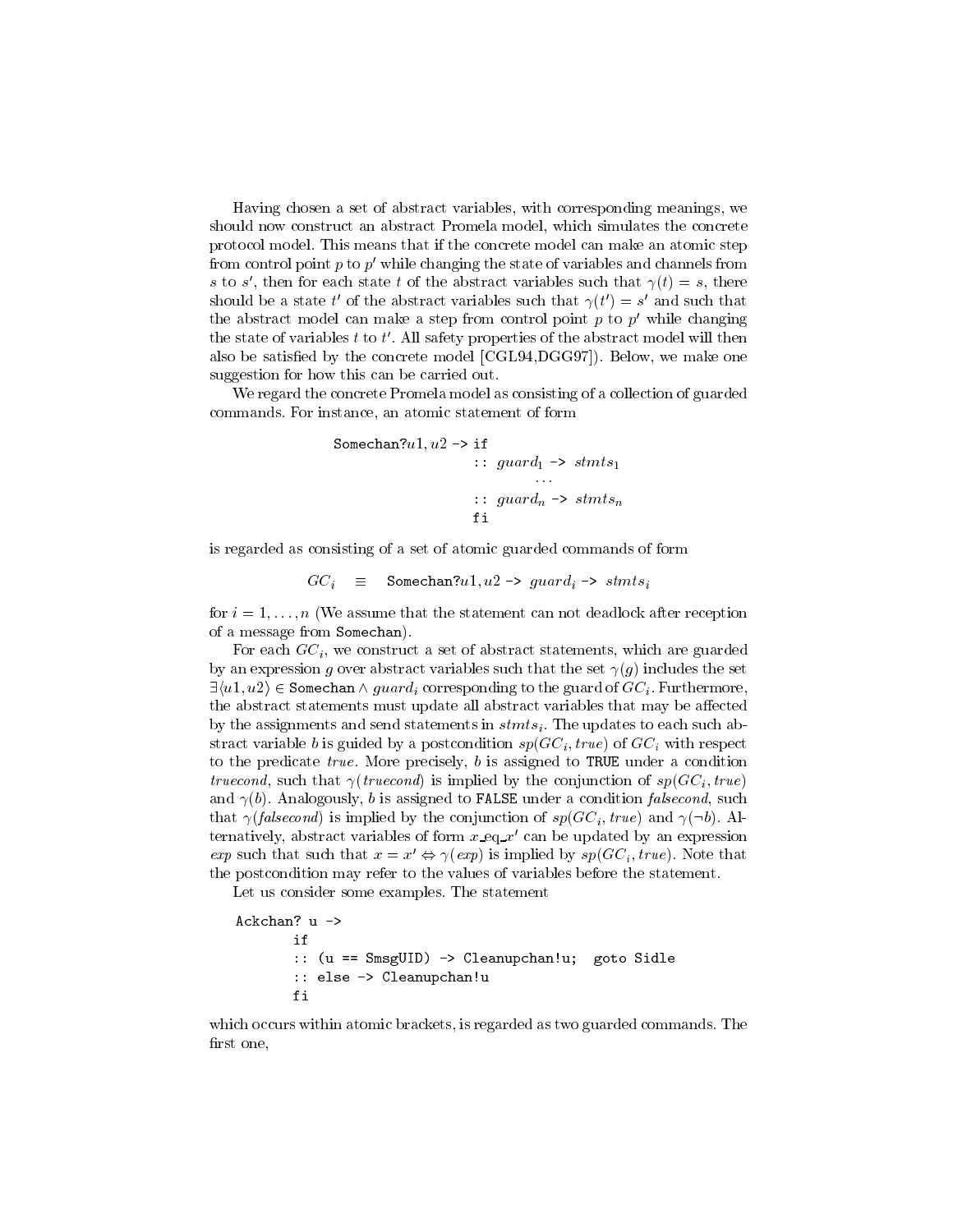Having chosen a set of abstract variables, with corresponding meanings, we should now construct an abstract Promela model, which simulates the concrete protocol model. This means that if the concrete model can make an atomic step from control point $p$ to $p'$ while changing the state of variables and channels from $s$ to $s'$, then for each state $t$ of the abstract variables such that $\gamma(t) = s$, there should be a state $t'$ of the abstract variables such that $\gamma(t') = s'$ and such that the abstract model can make a step from control point $p$ to $p'$ while changing the state of variables $t$ to $t'$. All safety properties of the abstract model will then also be satisfied by the concrete model [CGL94,DGG97]). Below, we make one suggestion for how this can be carried out.

We regard the concrete Promela model as consisting of a collection of guarded commands. For instance, an atomic statement of form

```
Somechan?u1, u2 -> if
                   :: guard_1 -> stmts_1
                          ...
                   :: guard_n -> stmts_n
                   fi
```

is regarded as consisting of a set of atomic guarded commands of form

$$GC_i \quad \equiv \quad \texttt{Somechan?}u1, u2 \texttt{ -> } guard_i \texttt{ -> } stmts_i$$

for $i = 1, \ldots, n$ (We assume that the statement can not deadlock after reception of a message from `Somechan`).

For each $GC_i$, we construct a set of abstract statements, which are guarded by an expression $g$ over abstract variables such that the set $\gamma(g)$ includes the set $\exists \langle u1, u2 \rangle \in \texttt{Somechan} \wedge guard_i$ corresponding to the guard of $GC_i$. Furthermore, the abstract statements must update all abstract variables that may be affected by the assignments and send statements in $stmts_i$. The updates to each such abstract variable $b$ is guided by a postcondition $sp(GC_i, true)$ of $GC_i$ with respect to the predicate $true$. More precisely, $b$ is assigned to `TRUE` under a condition $truecond$, such that $\gamma(truecond)$ is implied by the conjunction of $sp(GC_i, true)$ and $\gamma(b)$. Analogously, $b$ is assigned to `FALSE` under a condition $falsecond$, such that $\gamma(falsecond)$ is implied by the conjunction of $sp(GC_i, true)$ and $\gamma(\neg b)$. Alternatively, abstract variables of form $x\_eq\_x'$ can be updated by an expression $exp$ such that such that $x = x' \Leftrightarrow \gamma(exp)$ is implied by $sp(GC_i, true)$. Note that the postcondition may refer to the values of variables before the statement.

Let us consider some examples. The statement

```
Ackchan? u ->
        if
        :: (u == SmsgUID) -> Cleanupchan!u;  goto Sidle
        :: else -> Cleanupchan!u
        fi
```

which occurs within atomic brackets, is regarded as two guarded commands. The first one,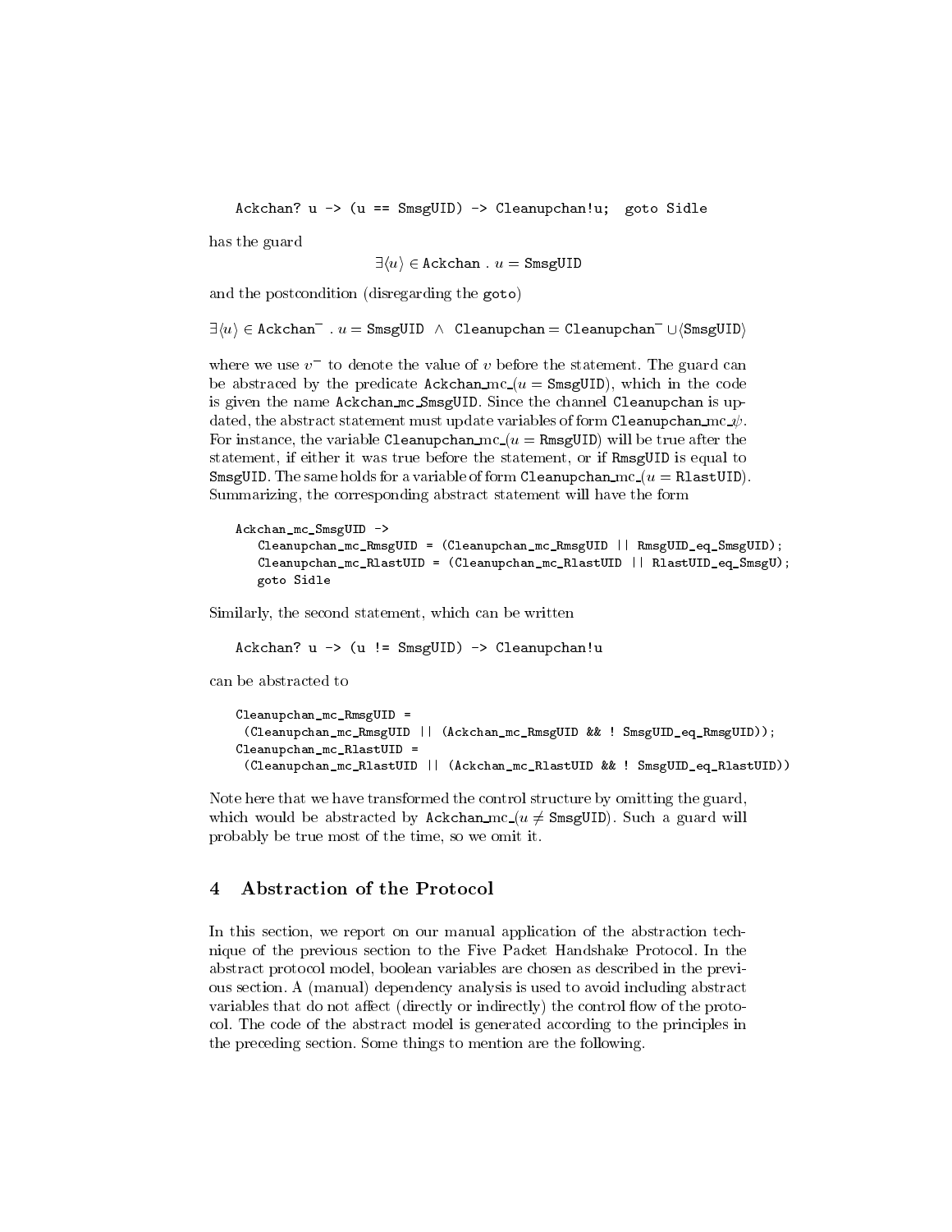```
Ackchan? u -> (u == SmsgUID) -> Cleanupchan!u;  goto Sidle
```

has the guard

$$\exists \langle u \rangle \in \texttt{Ackchan} \; . \; u = \texttt{SmsgUID}$$

and the postcondition (disregarding the goto)

$$\exists \langle u \rangle \in \texttt{Ackchan}^- \; . \; u = \texttt{SmsgUID} \;\wedge\; \texttt{Cleanupchan} = \texttt{Cleanupchan}^- \cup \langle \texttt{SmsgUID} \rangle$$

where we use $v^-$ to denote the value of $v$ before the statement. The guard can be abstraced by the predicate Ackchan_mc_$(u = \texttt{SmsgUID})$, which in the code is given the name Ackchan_mc_SmsgUID. Since the channel Cleanupchan is updated, the abstract statement must update variables of form Cleanupchan_mc_$\psi$. For instance, the variable Cleanupchan_mc_$(u = \texttt{RmsgUID})$ will be true after the statement, if either it was true before the statement, or if RmsgUID is equal to SmsgUID. The same holds for a variable of form Cleanupchan_mc_$(u = \texttt{RlastUID})$. Summarizing, the corresponding abstract statement will have the form

```
Ackchan_mc_SmsgUID ->
   Cleanupchan_mc_RmsgUID = (Cleanupchan_mc_RmsgUID || RmsgUID_eq_SmsgUID);
   Cleanupchan_mc_RlastUID = (Cleanupchan_mc_RlastUID || RlastUID_eq_SmsgU);
   goto Sidle
```

Similarly, the second statement, which can be written

```
Ackchan? u -> (u != SmsgUID) -> Cleanupchan!u
```

can be abstracted to

```
Cleanupchan_mc_RmsgUID =
 (Cleanupchan_mc_RmsgUID || (Ackchan_mc_RmsgUID && ! SmsgUID_eq_RmsgUID));
Cleanupchan_mc_RlastUID =
 (Cleanupchan_mc_RlastUID || (Ackchan_mc_RlastUID && ! SmsgUID_eq_RlastUID))
```

Note here that we have transformed the control structure by omitting the guard, which would be abstracted by Ackchan_mc_$(u \neq \texttt{SmsgUID})$. Such a guard will probably be true most of the time, so we omit it.

## 4 Abstraction of the Protocol

In this section, we report on our manual application of the abstraction technique of the previous section to the Five Packet Handshake Protocol. In the abstract protocol model, boolean variables are chosen as described in the previous section. A (manual) dependency analysis is used to avoid including abstract variables that do not affect (directly or indirectly) the control flow of the protocol. The code of the abstract model is generated according to the principles in the preceding section. Some things to mention are the following.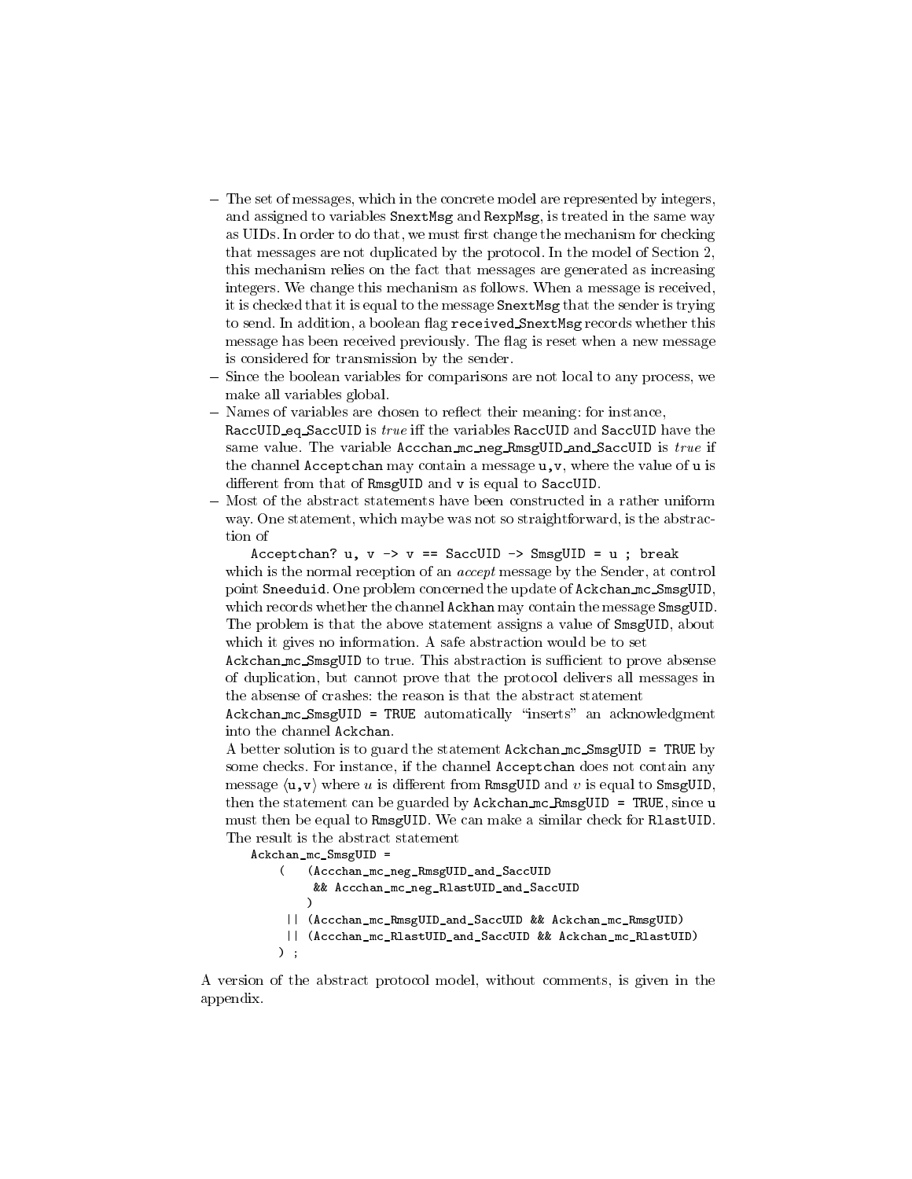- The set of messages, which in the concrete model are represented by integers, and assigned to variables `SnextMsg` and `RexpMsg`, is treated in the same way as UIDs. In order to do that, we must first change the mechanism for checking that messages are not duplicated by the protocol. In the model of Section 2, this mechanism relies on the fact that messages are generated as increasing integers. We change this mechanism as follows. When a message is received, it is checked that it is equal to the message `SnextMsg` that the sender is trying to send. In addition, a boolean flag `received_SnextMsg` records whether this message has been received previously. The flag is reset when a new message is considered for transmission by the sender.
- Since the boolean variables for comparisons are not local to any process, we make all variables global.
- Names of variables are chosen to reflect their meaning: for instance, `RaccUID_eq_SaccUID` is *true* iff the variables `RaccUID` and `SaccUID` have the same value. The variable `Accchan_mc_neg_RmsgUID_and_SaccUID` is *true* if the channel `Acceptchan` may contain a message `u,v`, where the value of `u` is different from that of `RmsgUID` and `v` is equal to `SaccUID`.
- Most of the abstract statements have been constructed in a rather uniform way. One statement, which maybe was not so straightforward, is the abstraction of

  ```
  Acceptchan? u, v -> v == SaccUID -> SmsgUID = u ; break
  ```

  which is the normal reception of an *accept* message by the Sender, at control point `Sneeduid`. One problem concerned the update of `Ackchan_mc_SmsgUID`, which records whether the channel `Ackhan` may contain the message `SmsgUID`. The problem is that the above statement assigns a value of `SmsgUID`, about which it gives no information. A safe abstraction would be to set `Ackchan_mc_SmsgUID` to true. This abstraction is sufficient to prove absense of duplication, but cannot prove that the protocol delivers all messages in the absense of crashes: the reason is that the abstract statement `Ackchan_mc_SmsgUID = TRUE` automatically "inserts" an acknowledgment into the channel `Ackchan`.

  A better solution is to guard the statement `Ackchan_mc_SmsgUID = TRUE` by some checks. For instance, if the channel `Acceptchan` does not contain any message $\langle$`u,v`$\rangle$ where $u$ is different from `RmsgUID` and $v$ is equal to `SmsgUID`, then the statement can be guarded by `Ackchan_mc_RmsgUID = TRUE`, since `u` must then be equal to `RmsgUID`. We can make a similar check for `RlastUID`. The result is the abstract statement

  ```
  Ackchan_mc_SmsgUID =
       (   (Accchan_mc_neg_RmsgUID_and_SaccUID
            && Accchan_mc_neg_RlastUID_and_SaccUID
           )
        || (Accchan_mc_RmsgUID_and_SaccUID && Ackchan_mc_RmsgUID)
        || (Accchan_mc_RlastUID_and_SaccUID && Ackchan_mc_RlastUID)
       ) ;
  ```

A version of the abstract protocol model, without comments, is given in the appendix.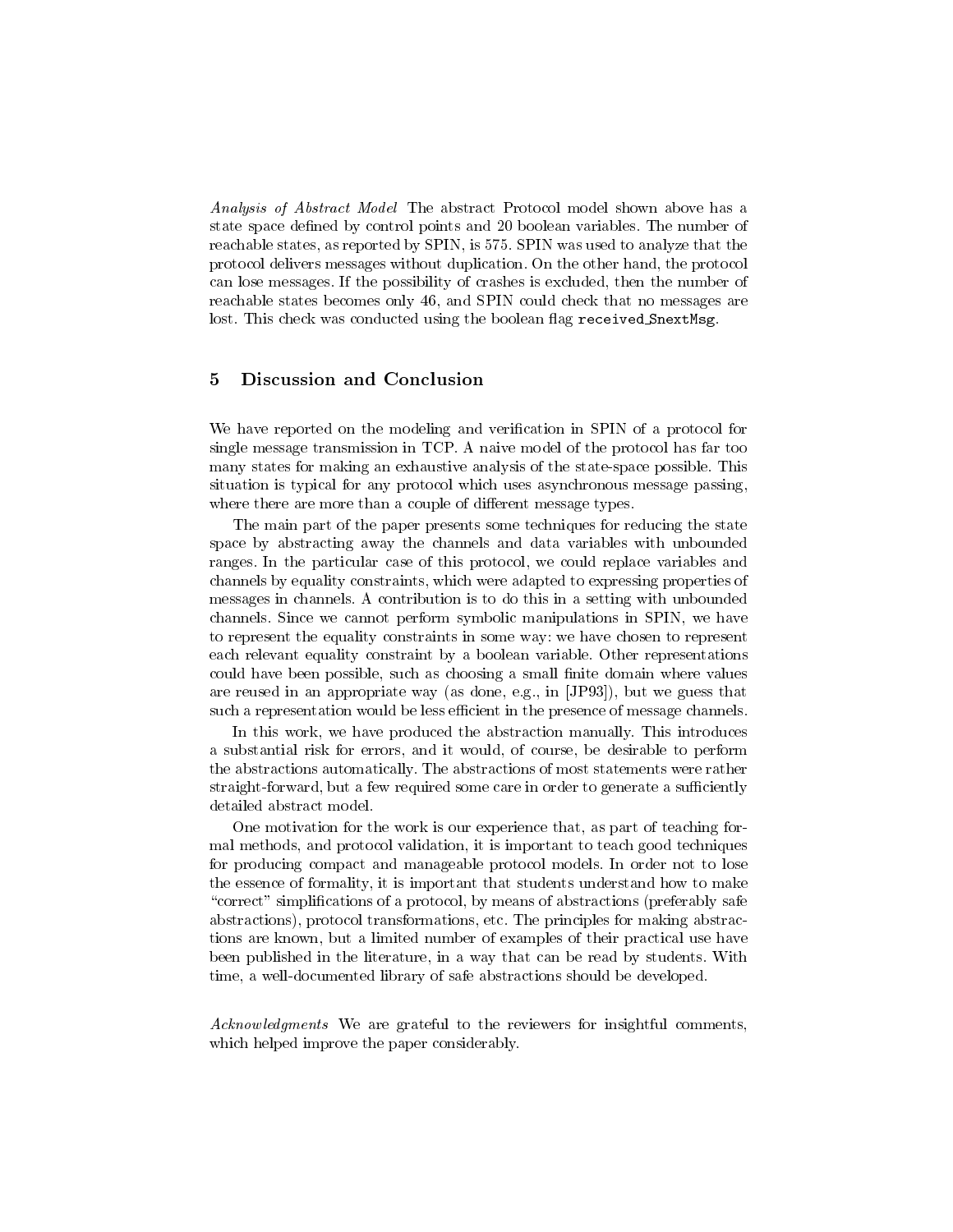*Analysis of Abstract Model* The abstract Protocol model shown above has a state space defined by control points and 20 boolean variables. The number of reachable states, as reported by SPIN, is 575. SPIN was used to analyze that the protocol delivers messages without duplication. On the other hand, the protocol can lose messages. If the possibility of crashes is excluded, then the number of reachable states becomes only 46, and SPIN could check that no messages are lost. This check was conducted using the boolean flag `received_SnextMsg`.

## 5 Discussion and Conclusion

We have reported on the modeling and verification in SPIN of a protocol for single message transmission in TCP. A naive model of the protocol has far too many states for making an exhaustive analysis of the state-space possible. This situation is typical for any protocol which uses asynchronous message passing, where there are more than a couple of different message types.

The main part of the paper presents some techniques for reducing the state space by abstracting away the channels and data variables with unbounded ranges. In the particular case of this protocol, we could replace variables and channels by equality constraints, which were adapted to expressing properties of messages in channels. A contribution is to do this in a setting with unbounded channels. Since we cannot perform symbolic manipulations in SPIN, we have to represent the equality constraints in some way: we have chosen to represent each relevant equality constraint by a boolean variable. Other representations could have been possible, such as choosing a small finite domain where values are reused in an appropriate way (as done, e.g., in [JP93]), but we guess that such a representation would be less efficient in the presence of message channels.

In this work, we have produced the abstraction manually. This introduces a substantial risk for errors, and it would, of course, be desirable to perform the abstractions automatically. The abstractions of most statements were rather straight-forward, but a few required some care in order to generate a sufficiently detailed abstract model.

One motivation for the work is our experience that, as part of teaching formal methods, and protocol validation, it is important to teach good techniques for producing compact and manageable protocol models. In order not to lose the essence of formality, it is important that students understand how to make "correct" simplifications of a protocol, by means of abstractions (preferably safe abstractions), protocol transformations, etc. The principles for making abstractions are known, but a limited number of examples of their practical use have been published in the literature, in a way that can be read by students. With time, a well-documented library of safe abstractions should be developed.

*Acknowledgments* We are grateful to the reviewers for insightful comments, which helped improve the paper considerably.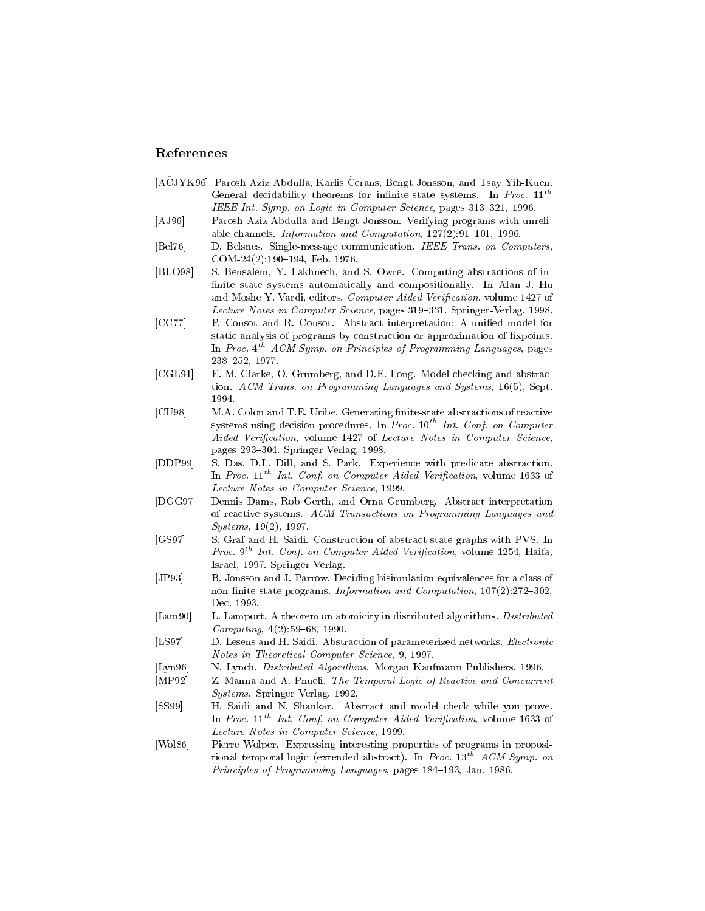## References

[AČJYK96] Parosh Aziz Abdulla, Karlis Čerāns, Bengt Jonsson, and Tsay Yih-Kuen. General decidability theorems for infinite-state systems. In *Proc. $11^{th}$ IEEE Int. Symp. on Logic in Computer Science*, pages 313–321, 1996.

[AJ96] Parosh Aziz Abdulla and Bengt Jonsson. Verifying programs with unreliable channels. *Information and Computation*, 127(2):91–101, 1996.

[Bel76] D. Belsnes. Single-message communication. *IEEE Trans. on Computers*, COM-24(2):190–194, Feb. 1976.

[BLO98] S. Bensalem, Y. Lakhnech, and S. Owre. Computing abstractions of infinite state systems automatically and compositionally. In Alan J. Hu and Moshe Y. Vardi, editors, *Computer Aided Verification*, volume 1427 of *Lecture Notes in Computer Science*, pages 319–331. Springer-Verlag, 1998.

[CC77] P. Cousot and R. Cousot. Abstract interpretation: A unified model for static analysis of programs by construction or approximation of fixpoints. In *Proc. $4^{th}$ ACM Symp. on Principles of Programming Languages*, pages 238–252, 1977.

[CGL94] E. M. Clarke, O. Grumberg, and D.E. Long. Model checking and abstraction. *ACM Trans. on Programming Languages and Systems*, 16(5), Sept. 1994.

[CU98] M.A. Colon and T.E. Uribe. Generating finite-state abstractions of reactive systems using decision procedures. In *Proc. $10^{th}$ Int. Conf. on Computer Aided Verification*, volume 1427 of *Lecture Notes in Computer Science*, pages 293–304. Springer Verlag, 1998.

[DDP99] S. Das, D.L. Dill, and S. Park. Experience with predicate abstraction. In *Proc. $11^{th}$ Int. Conf. on Computer Aided Verification*, volume 1633 of *Lecture Notes in Computer Science*, 1999.

[DGG97] Dennis Dams, Rob Gerth, and Orna Grumberg. Abstract interpretation of reactive systems. *ACM Transactions on Programming Languages and Systems*, 19(2), 1997.

[GS97] S. Graf and H. Saidi. Construction of abstract state graphs with PVS. In *Proc. $9^{th}$ Int. Conf. on Computer Aided Verification*, volume 1254, Haifa, Israel, 1997. Springer Verlag.

[JP93] B. Jonsson and J. Parrow. Deciding bisimulation equivalences for a class of non-finite-state programs. *Information and Computation*, 107(2):272–302, Dec. 1993.

[Lam90] L. Lamport. A theorem on atomicity in distributed algorithms. *Distributed Computing*, 4(2):59–68, 1990.

[LS97] D. Lesens and H. Saidi. Abstraction of parameterized networks. *Electronic Notes in Theoretical Computer Science*, 9, 1997.

[Lyn96] N. Lynch. *Distributed Algorithms*. Morgan Kaufmann Publishers, 1996.

[MP92] Z. Manna and A. Pnueli. *The Temporal Logic of Reactive and Concurrent Systems*. Springer Verlag, 1992.

[SS99] H. Saidi and N. Shankar. Abstract and model check while you prove. In *Proc. $11^{th}$ Int. Conf. on Computer Aided Verification*, volume 1633 of *Lecture Notes in Computer Science*, 1999.

[Wol86] Pierre Wolper. Expressing interesting properties of programs in propositional temporal logic (extended abstract). In *Proc. $13^{th}$ ACM Symp. on Principles of Programming Languages*, pages 184–193, Jan. 1986.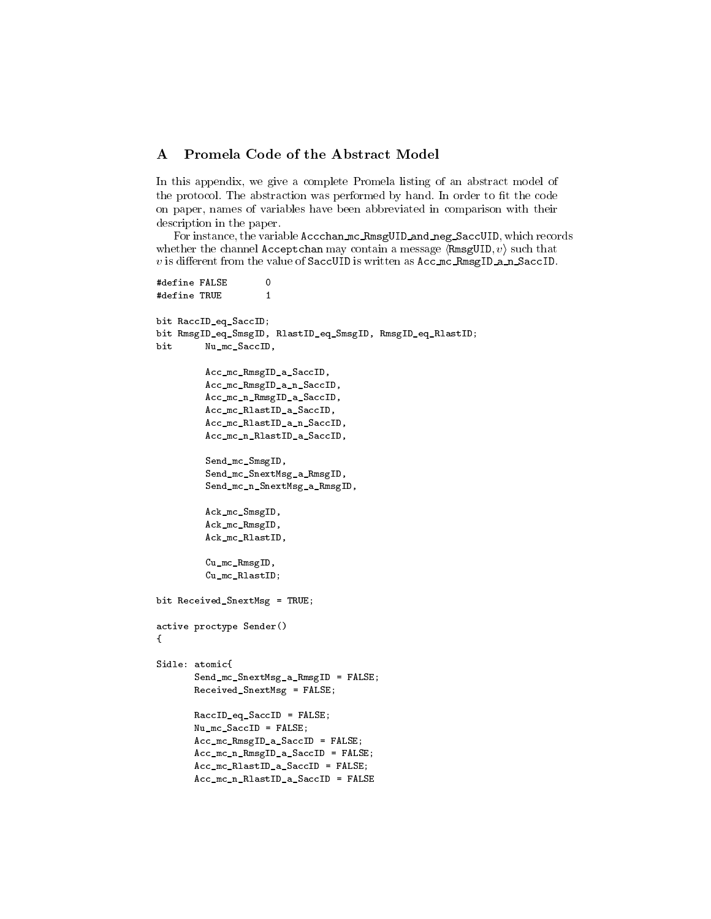## A Promela Code of the Abstract Model

In this appendix, we give a complete Promela listing of an abstract model of the protocol. The abstraction was performed by hand. In order to fit the code on paper, names of variables have been abbreviated in comparison with their description in the paper.

For instance, the variable `Accchan_mc_RmsgUID_and_neg_SaccUID`, which records whether the channel `Acceptchan` may contain a message $\langle$RmsgUID, $v\rangle$ such that $v$ is different from the value of `SaccUID` is written as `Acc_mc_RmsgID_a_n_SaccID`.

```
#define FALSE       0
#define TRUE        1

bit RaccID_eq_SaccID;
bit RmsgID_eq_SmsgID, RlastID_eq_SmsgID, RmsgID_eq_RlastID;
bit      Nu_mc_SaccID,

         Acc_mc_RmsgID_a_SaccID,
         Acc_mc_RmsgID_a_n_SaccID,
         Acc_mc_n_RmsgID_a_SaccID,
         Acc_mc_RlastID_a_SaccID,
         Acc_mc_RlastID_a_n_SaccID,
         Acc_mc_n_RlastID_a_SaccID,

         Send_mc_SmsgID,
         Send_mc_SnextMsg_a_RmsgID,
         Send_mc_n_SnextMsg_a_RmsgID,

         Ack_mc_SmsgID,
         Ack_mc_RmsgID,
         Ack_mc_RlastID,

         Cu_mc_RmsgID,
         Cu_mc_RlastID;

bit Received_SnextMsg = TRUE;

active proctype Sender()
{

Sidle: atomic{
       Send_mc_SnextMsg_a_RmsgID = FALSE;
       Received_SnextMsg = FALSE;

       RaccID_eq_SaccID = FALSE;
       Nu_mc_SaccID = FALSE;
       Acc_mc_RmsgID_a_SaccID = FALSE;
       Acc_mc_n_RmsgID_a_SaccID = FALSE;
       Acc_mc_RlastID_a_SaccID = FALSE;
       Acc_mc_n_RlastID_a_SaccID = FALSE
```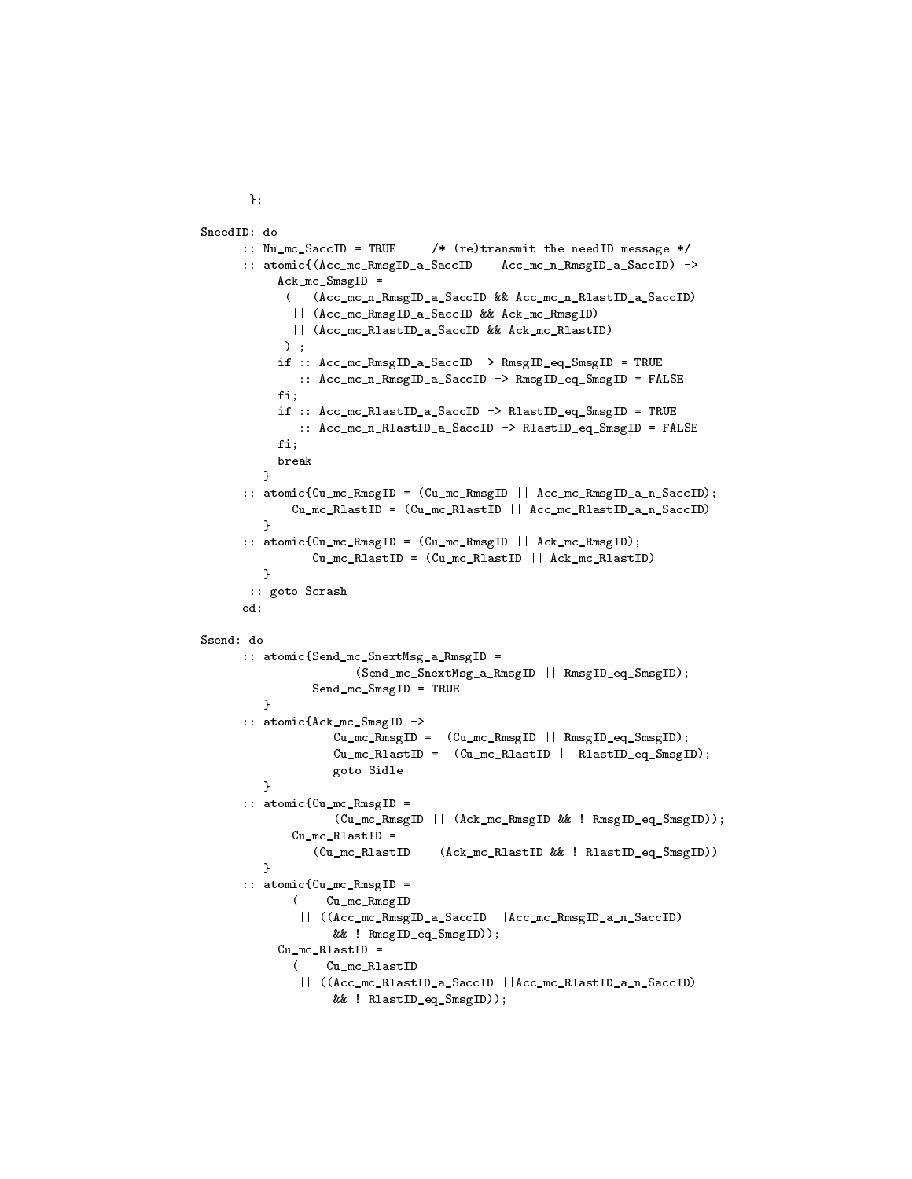```
      };

SneedID: do
      :: Nu_mc_SaccID = TRUE     /* (re)transmit the needID message */
      :: atomic{(Acc_mc_RmsgID_a_SaccID || Acc_mc_n_RmsgID_a_SaccID) ->
           Ack_mc_SmsgID =
            (   (Acc_mc_n_RmsgID_a_SaccID && Acc_mc_n_RlastID_a_SaccID)
             || (Acc_mc_RmsgID_a_SaccID && Ack_mc_RmsgID)
             || (Acc_mc_RlastID_a_SaccID && Ack_mc_RlastID)
            ) ;
           if :: Acc_mc_RmsgID_a_SaccID -> RmsgID_eq_SmsgID = TRUE
              :: Acc_mc_n_RmsgID_a_SaccID -> RmsgID_eq_SmsgID = FALSE
           fi;
           if :: Acc_mc_RlastID_a_SaccID -> RlastID_eq_SmsgID = TRUE
              :: Acc_mc_n_RlastID_a_SaccID -> RlastID_eq_SmsgID = FALSE
           fi;
           break
         }
      :: atomic{Cu_mc_RmsgID = (Cu_mc_RmsgID || Acc_mc_RmsgID_a_n_SaccID);
             Cu_mc_RlastID = (Cu_mc_RlastID || Acc_mc_RlastID_a_n_SaccID)
         }
      :: atomic{Cu_mc_RmsgID = (Cu_mc_RmsgID || Ack_mc_RmsgID);
                Cu_mc_RlastID = (Cu_mc_RlastID || Ack_mc_RlastID)
         }
       :: goto Scrash
      od;

Ssend: do
      :: atomic{Send_mc_SnextMsg_a_RmsgID =
                      (Send_mc_SnextMsg_a_RmsgID || RmsgID_eq_SmsgID);
                Send_mc_SmsgID = TRUE
         }
      :: atomic{Ack_mc_SmsgID ->
                   Cu_mc_RmsgID =  (Cu_mc_RmsgID || RmsgID_eq_SmsgID);
                   Cu_mc_RlastID =  (Cu_mc_RlastID || RlastID_eq_SmsgID);
                   goto Sidle
         }
      :: atomic{Cu_mc_RmsgID =
                   (Cu_mc_RmsgID || (Ack_mc_RmsgID && ! RmsgID_eq_SmsgID));
             Cu_mc_RlastID =
                (Cu_mc_RlastID || (Ack_mc_RlastID && ! RlastID_eq_SmsgID))
         }
      :: atomic{Cu_mc_RmsgID =
             (    Cu_mc_RmsgID
              || ((Acc_mc_RmsgID_a_SaccID ||Acc_mc_RmsgID_a_n_SaccID)
                   && ! RmsgID_eq_SmsgID));
           Cu_mc_RlastID =
             (    Cu_mc_RlastID
              || ((Acc_mc_RlastID_a_SaccID ||Acc_mc_RlastID_a_n_SaccID)
                   && ! RlastID_eq_SmsgID));
```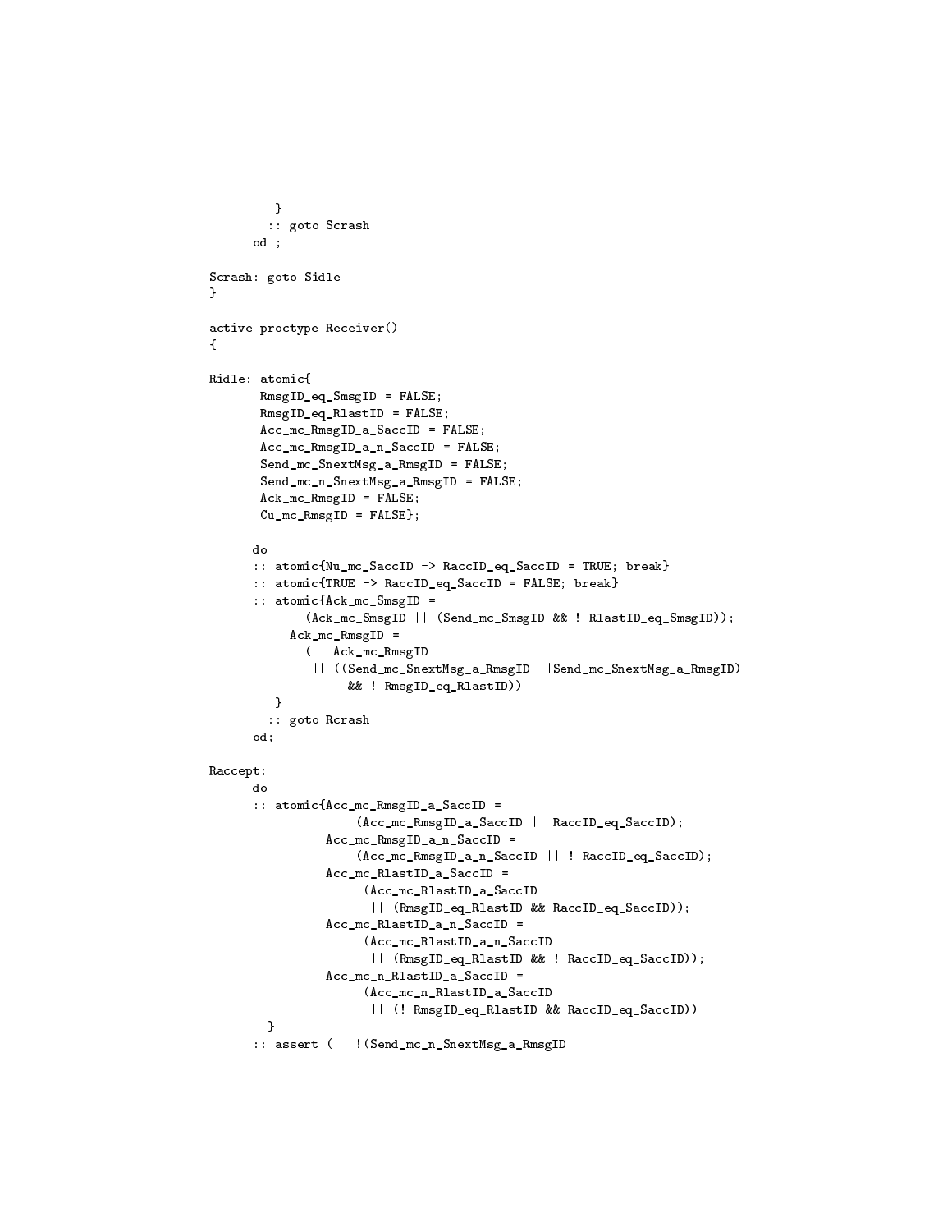```
        }
       :: goto Scrash
     od ;

Scrash: goto Sidle
}

active proctype Receiver()
{

Ridle: atomic{
       RmsgID_eq_SmsgID = FALSE;
       RmsgID_eq_RlastID = FALSE;
       Acc_mc_RmsgID_a_SaccID = FALSE;
       Acc_mc_RmsgID_a_n_SaccID = FALSE;
       Send_mc_SnextMsg_a_RmsgID = FALSE;
       Send_mc_n_SnextMsg_a_RmsgID = FALSE;
       Ack_mc_RmsgID = FALSE;
       Cu_mc_RmsgID = FALSE};

     do
     :: atomic{Nu_mc_SaccID -> RaccID_eq_SaccID = TRUE; break}
     :: atomic{TRUE -> RaccID_eq_SaccID = FALSE; break}
     :: atomic{Ack_mc_SmsgID =
             (Ack_mc_SmsgID || (Send_mc_SmsgID && ! RlastID_eq_SmsgID));
          Ack_mc_RmsgID =
            (   Ack_mc_RmsgID
             || ((Send_mc_SnextMsg_a_RmsgID ||Send_mc_SnextMsg_a_RmsgID)
                  && ! RmsgID_eq_RlastID))
        }
       :: goto Rcrash
     od;

Raccept:
     do
     :: atomic{Acc_mc_RmsgID_a_SaccID =
                  (Acc_mc_RmsgID_a_SaccID || RaccID_eq_SaccID);
               Acc_mc_RmsgID_a_n_SaccID =
                  (Acc_mc_RmsgID_a_n_SaccID || ! RaccID_eq_SaccID);
               Acc_mc_RlastID_a_SaccID =
                   (Acc_mc_RlastID_a_SaccID
                    || (RmsgID_eq_RlastID && RaccID_eq_SaccID));
               Acc_mc_RlastID_a_n_SaccID =
                   (Acc_mc_RlastID_a_n_SaccID
                    || (RmsgID_eq_RlastID && ! RaccID_eq_SaccID));
               Acc_mc_n_RlastID_a_SaccID =
                   (Acc_mc_n_RlastID_a_SaccID
                    || (! RmsgID_eq_RlastID && RaccID_eq_SaccID))
       }
     :: assert (   !(Send_mc_n_SnextMsg_a_RmsgID
```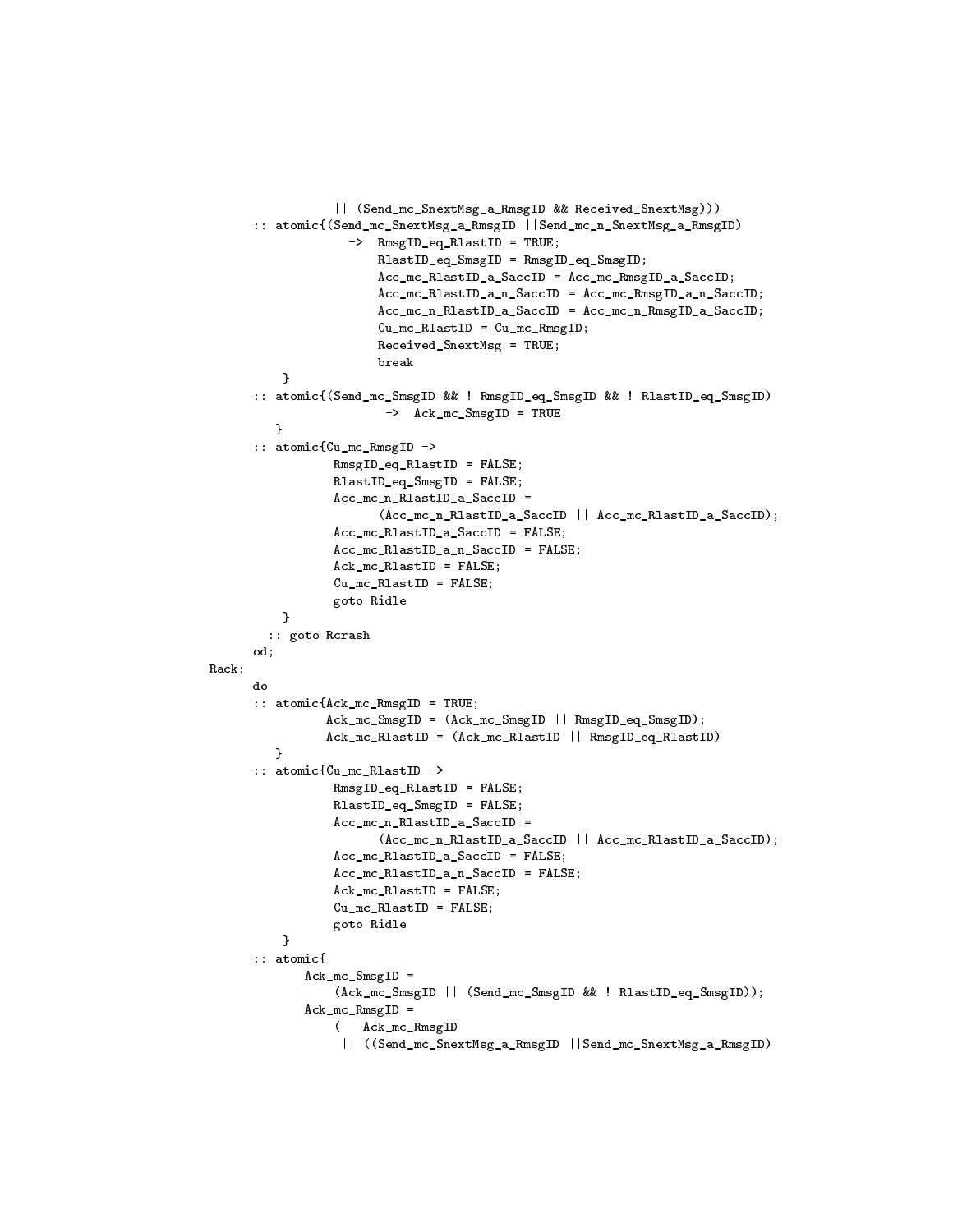```
                || (Send_mc_SnextMsg_a_RmsgID && Received_SnextMsg)))
       :: atomic{(Send_mc_SnextMsg_a_RmsgID ||Send_mc_n_SnextMsg_a_RmsgID)
                  ->  RmsgID_eq_RlastID = TRUE;
                      RlastID_eq_SmsgID = RmsgID_eq_SmsgID;
                      Acc_mc_RlastID_a_SaccID = Acc_mc_RmsgID_a_SaccID;
                      Acc_mc_RlastID_a_n_SaccID = Acc_mc_RmsgID_a_n_SaccID;
                      Acc_mc_n_RlastID_a_SaccID = Acc_mc_n_RmsgID_a_SaccID;
                      Cu_mc_RlastID = Cu_mc_RmsgID;
                      Received_SnextMsg = TRUE;
                      break
          }
       :: atomic{(Send_mc_SmsgID && ! RmsgID_eq_SmsgID && ! RlastID_eq_SmsgID)
                       ->  Ack_mc_SmsgID = TRUE
          }
       :: atomic{Cu_mc_RmsgID ->
                RmsgID_eq_RlastID = FALSE;
                RlastID_eq_SmsgID = FALSE;
                Acc_mc_n_RlastID_a_SaccID =
                      (Acc_mc_n_RlastID_a_SaccID || Acc_mc_RlastID_a_SaccID);
                Acc_mc_RlastID_a_SaccID = FALSE;
                Acc_mc_RlastID_a_n_SaccID = FALSE;
                Ack_mc_RlastID = FALSE;
                Cu_mc_RlastID = FALSE;
                goto Ridle
          }
         :: goto Rcrash
       od;
Rack:
       do
       :: atomic{Ack_mc_RmsgID = TRUE;
               Ack_mc_SmsgID = (Ack_mc_SmsgID || RmsgID_eq_SmsgID);
               Ack_mc_RlastID = (Ack_mc_RlastID || RmsgID_eq_RlastID)
          }
       :: atomic{Cu_mc_RlastID ->
                RmsgID_eq_RlastID = FALSE;
                RlastID_eq_SmsgID = FALSE;
                Acc_mc_n_RlastID_a_SaccID =
                      (Acc_mc_n_RlastID_a_SaccID || Acc_mc_RlastID_a_SaccID);
                Acc_mc_RlastID_a_SaccID = FALSE;
                Acc_mc_RlastID_a_n_SaccID = FALSE;
                Ack_mc_RlastID = FALSE;
                Cu_mc_RlastID = FALSE;
                goto Ridle
          }
       :: atomic{
             Ack_mc_SmsgID =
                (Ack_mc_SmsgID || (Send_mc_SmsgID && ! RlastID_eq_SmsgID));
             Ack_mc_RmsgID =
                (   Ack_mc_RmsgID
                 || ((Send_mc_SnextMsg_a_RmsgID ||Send_mc_SnextMsg_a_RmsgID)
```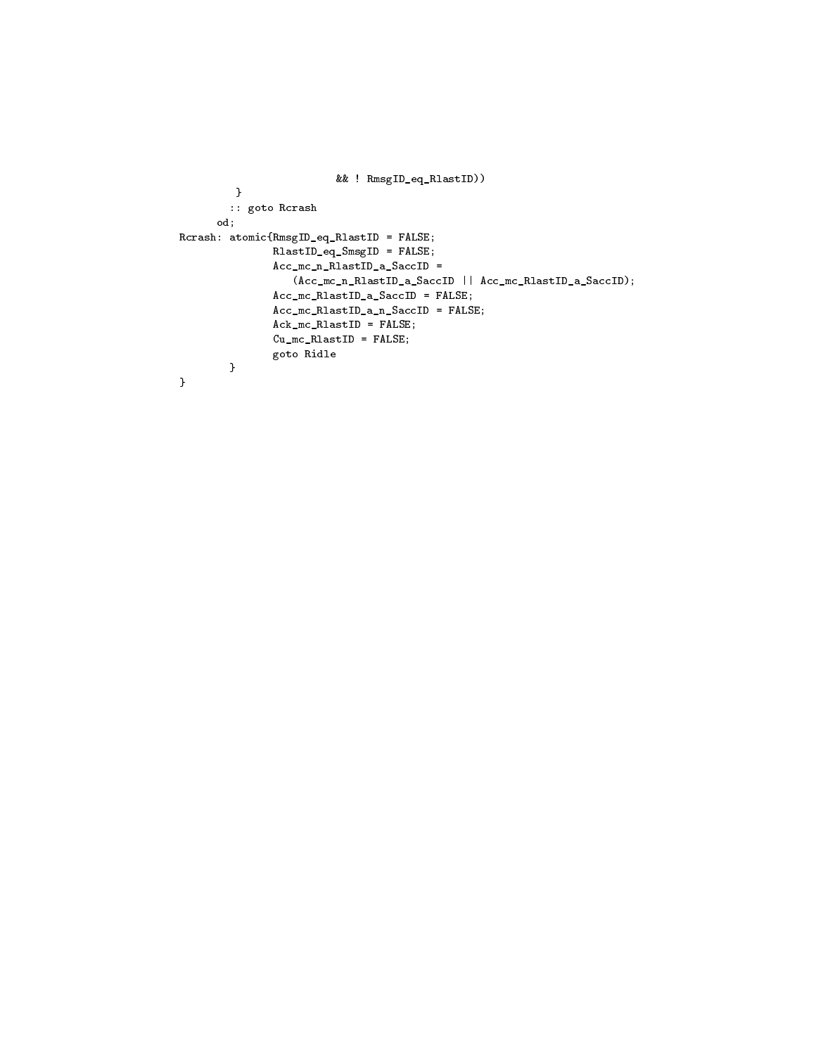```
                         && ! RmsgID_eq_RlastID))
         }
        :: goto Rcrash
      od;
Rcrash: atomic{RmsgID_eq_RlastID = FALSE;
               RlastID_eq_SmsgID = FALSE;
               Acc_mc_n_RlastID_a_SaccID =
                  (Acc_mc_n_RlastID_a_SaccID || Acc_mc_RlastID_a_SaccID);
               Acc_mc_RlastID_a_SaccID = FALSE;
               Acc_mc_RlastID_a_n_SaccID = FALSE;
               Ack_mc_RlastID = FALSE;
               Cu_mc_RlastID = FALSE;
               goto Ridle
        }
}
```